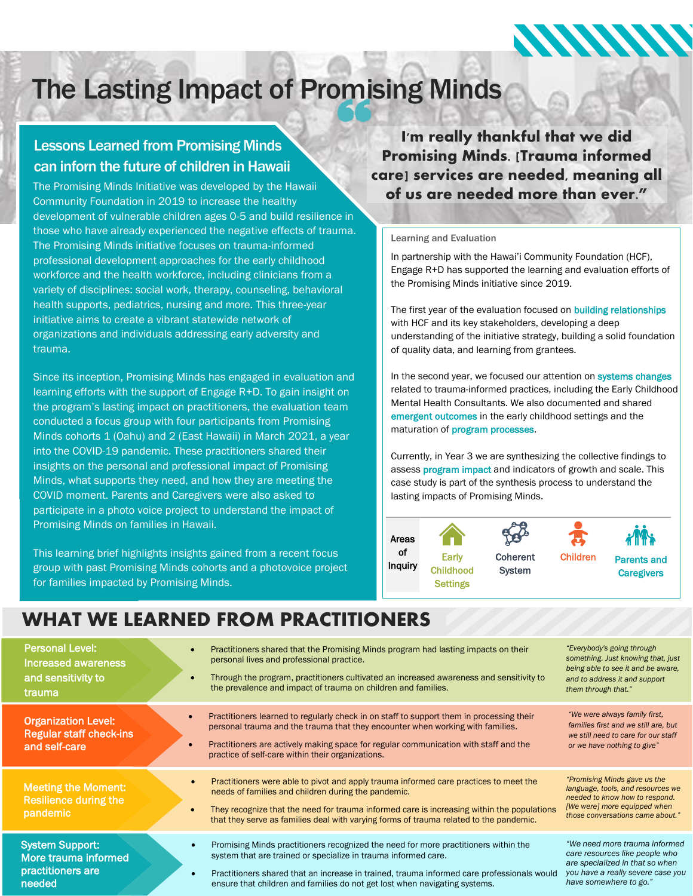# The Lasting Impact of Promising Minds

## Lessons Learned from Promising Minds can inforn the future of children in Hawaii

The Promising Minds Initiative was developed by the Hawaii Community Foundation in 2019 to increase the healthy development of vulnerable children ages 0-5 and build resilience in those who have already experienced the negative effects of trauma. The Promising Minds initiative focuses on trauma-informed professional development approaches for the early childhood workforce and the health workforce, including clinicians from a variety of disciplines: social work, therapy, counseling, behavioral health supports, pediatrics, nursing and more. This three-year initiative aims to create a vibrant statewide network of organizations and individuals addressing early adversity and trauma.

Since its inception, Promising Minds has engaged in evaluation and learning efforts with the support of Engage R+D. To gain insight on the program's lasting impact on practitioners, the evaluation team conducted a focus group with four participants from Promising Minds cohorts 1 (Oahu) and 2 (East Hawaii) in March 2021, a year into the COVID-19 pandemic. These practitioners shared their insights on the personal and professional impact of Promising Minds, what supports they need, and how they are meeting the COVID moment. Parents and Caregivers were also asked to participate in a photo voice project to understand the impact of Promising Minds on families in Hawaii.

This learning brief highlights insights gained from a recent focus group with past Promising Minds cohorts and a photovoice project for families impacted by Promising Minds.

> **"I'm really thankful that we did Promising Minds. [Trauma informed care] services are needed, meaning all of us are needed more than ever."**

### Learning and Evaluation

In partnership with the Hawai'i Community Foundation (HCF), Engage R+D has supported the learning and evaluation efforts of the Promising Minds initiative since 2019.

The first year of the evaluation focused on building relationships with HCF and its key stakeholders, developing a deep understanding of the initiative strategy, building a solid foundation of quality data, and learning from grantees.

In the second year, we focused our attention on systems changes related to trauma-informed practices, including the Early Childhood Mental Health Consultants. We also documented and shared emergent outcomes in the early childhood settings and the maturation of program processes.

Currently, in Year 3 we are synthesizing the collective findings to assess program impact and indicators of growth and scale. This case study is part of the synthesis process to understand the lasting impacts of Promising Minds.

**Areas of Inquiry:** Early Childhood Settings | Coherent System | Children | Parents and Caregivers

## WHAT WE LEARNED FROM PRACTITIONERS

### Personal Level: Increased awareness and sensitivity to trauma

- Practitioners shared that the Promising Minds program had lasting impacts on their personal lives and professional practice.
- Through the program, practitioners cultivated an increased awareness and sensitivity to the prevalence and impact of trauma on children and families.

*"Everybody's going through something. Just knowing that, just being able to see it and be aware, and to address it and support them through that."*

### Organization Level: Regular staff check-ins and self-care

- Practitioners learned to regularly check in on staff to support them in processing their personal trauma and the trauma that they encounter when working with families.
- Practitioners are actively making space for regular communication with staff and the practice of self-care within their organizations.

*"We were always family first, families first and we still are, but we still need to care for our staff or we have nothing to give"*

### Meeting the Moment: Resilience during the pandemic

- Practitioners were able to pivot and apply trauma informed care practices to meet the needs of families and children during the pandemic.
- They recognize that the need for trauma informed care is increasing within the populations that they serve as families deal with varying forms of trauma related to the pandemic.

*"Promising Minds gave us the language, tools, and resources we needed to know how to respond. [We were] more equipped when those conversations came about."*

### System Support: More trauma informed practitioners are needed

- Promising Minds practitioners recognized the need for more practitioners within the system that are trained or specialize in trauma informed care.
- Practitioners shared that an increase in trained, trauma informed care professionals would ensure that children and families do not get lost when navigating systems.

*"We need more trauma informed care resources like people who are specialized in that so when you have a really severe case you have somewhere to go."*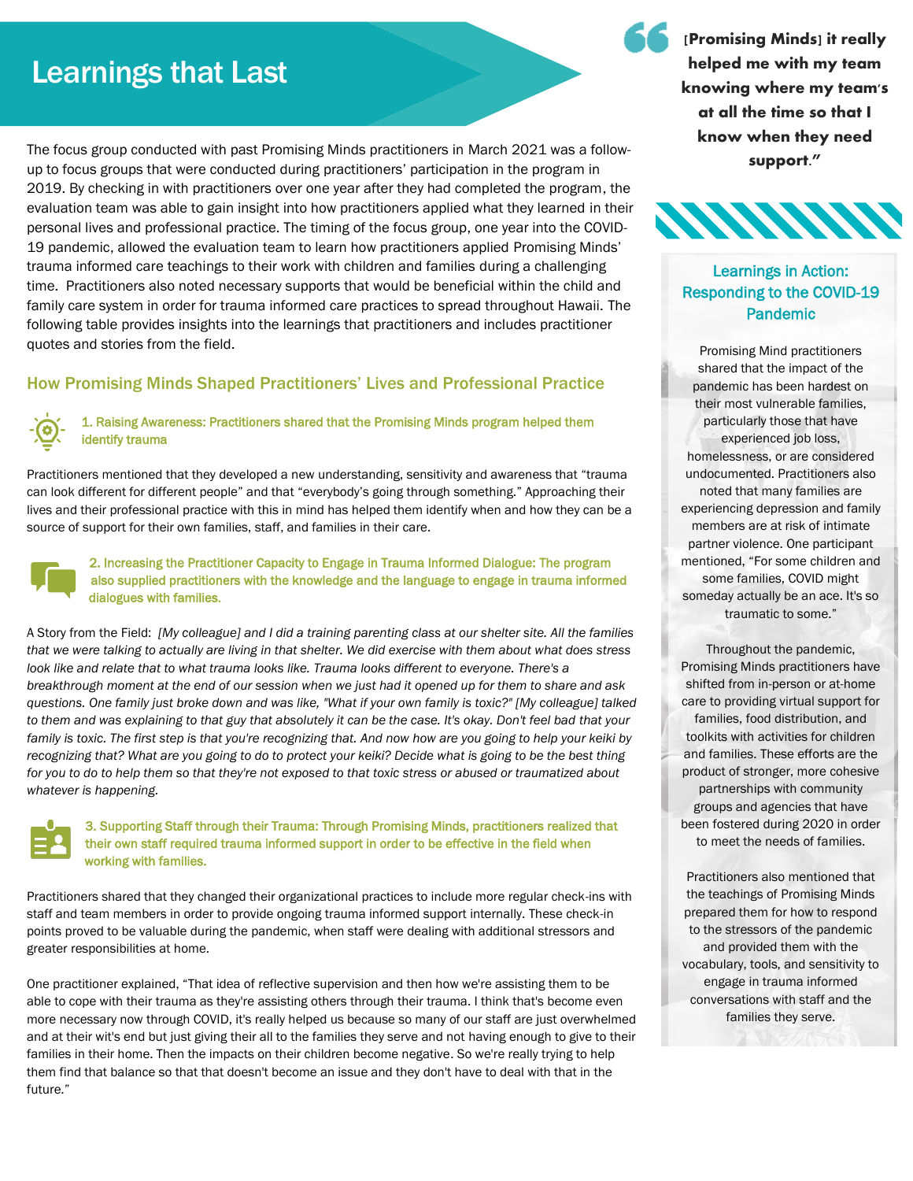# Learnings that Last

The focus group conducted with past Promising Minds practitioners in March 2021 was a follow-up to focus groups that were conducted during practitioners' participation in the program in 2019. By checking in with practitioners over one year after they had completed the program, the evaluation team was able to gain insight into how practitioners applied what they learned in their personal lives and professional practice. The timing of the focus group, one year into the COVID-19 pandemic, allowed the evaluation team to learn how practitioners applied Promising Minds' trauma informed care teachings to their work with children and families during a challenging time. Practitioners also noted necessary supports that would be beneficial within the child and family care system in order for trauma informed care practices to spread throughout Hawaii. The following table provides insights into the learnings that practitioners and includes practitioner quotes and stories from the field.

## How Promising Minds Shaped Practitioners' Lives and Professional Practice

### 1. Raising Awareness: Practitioners shared that the Promising Minds program helped them identify trauma

Practitioners mentioned that they developed a new understanding, sensitivity and awareness that "trauma can look different for different people" and that "everybody's going through something." Approaching their lives and their professional practice with this in mind has helped them identify when and how they can be a source of support for their own families, staff, and families in their care.

### 2. Increasing the Practitioner Capacity to Engage in Trauma Informed Dialogue: The program also supplied practitioners with the knowledge and the language to engage in trauma informed dialogues with families.

A Story from the Field: *[My colleague] and I did a training parenting class at our shelter site. All the families that we were talking to actually are living in that shelter. We did exercise with them about what does stress look like and relate that to what trauma looks like. Trauma looks different to everyone. There's a breakthrough moment at the end of our session when we just had it opened up for them to share and ask questions. One family just broke down and was like, "What if your own family is toxic?" [My colleague] talked to them and was explaining to that guy that absolutely it can be the case. It's okay. Don't feel bad that your family is toxic. The first step is that you're recognizing that. And now how are you going to help your keiki by recognizing that? What are you going to do to protect your keiki? Decide what is going to be the best thing for you to do to help them so that they're not exposed to that toxic stress or abused or traumatized about whatever is happening.*

### 3. Supporting Staff through their Trauma: Through Promising Minds, practitioners realized that their own staff required trauma informed support in order to be effective in the field when working with families.

Practitioners shared that they changed their organizational practices to include more regular check-ins with staff and team members in order to provide ongoing trauma informed support internally. These check-in points proved to be valuable during the pandemic, when staff were dealing with additional stressors and greater responsibilities at home.

One practitioner explained, "That idea of reflective supervision and then how we're assisting them to be able to cope with their trauma as they're assisting others through their trauma. I think that's become even more necessary now through COVID, it's really helped us because so many of our staff are just overwhelmed and at their wit's end but just giving their all to the families they serve and not having enough to give to their families in their home. Then the impacts on their children become negative. So we're really trying to help them find that balance so that that doesn't become an issue and they don't have to deal with that in the future."

> **[Promising Minds] it really helped me with my team knowing where my team's at all the time so that I know when they need support."**

### Learnings in Action: Responding to the COVID-19 Pandemic

Promising Mind practitioners shared that the impact of the pandemic has been hardest on their most vulnerable families, particularly those that have experienced job loss, homelessness, or are considered undocumented. Practitioners also noted that many families are experiencing depression and family members are at risk of intimate partner violence. One participant mentioned, "For some children and some families, COVID might someday actually be an ace. It's so traumatic to some."

Throughout the pandemic, Promising Minds practitioners have shifted from in-person or at-home care to providing virtual support for families, food distribution, and toolkits with activities for children and families. These efforts are the product of stronger, more cohesive partnerships with community groups and agencies that have been fostered during 2020 in order to meet the needs of families.

Practitioners also mentioned that the teachings of Promising Minds prepared them for how to respond to the stressors of the pandemic and provided them with the vocabulary, tools, and sensitivity to engage in trauma informed conversations with staff and the families they serve.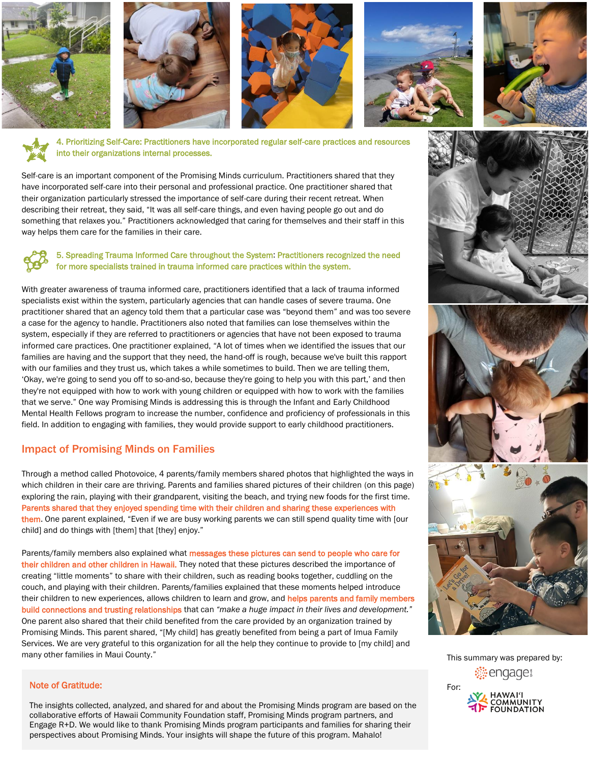### 4. Prioritizing Self-Care: Practitioners have incorporated regular self-care practices and resources into their organizations internal processes.

Self-care is an important component of the Promising Minds curriculum. Practitioners shared that they have incorporated self-care into their personal and professional practice. One practitioner shared that their organization particularly stressed the importance of self-care during their recent retreat. When describing their retreat, they said, "It was all self-care things, and even having people go out and do something that relaxes you." Practitioners acknowledged that caring for themselves and their staff in this way helps them care for the families in their care.

### 5. Spreading Trauma Informed Care throughout the System: Practitioners recognized the need for more specialists trained in trauma informed care practices within the system.

With greater awareness of trauma informed care, practitioners identified that a lack of trauma informed specialists exist within the system, particularly agencies that can handle cases of severe trauma. One practitioner shared that an agency told them that a particular case was "beyond them" and was too severe a case for the agency to handle. Practitioners also noted that families can lose themselves within the system, especially if they are referred to practitioners or agencies that have not been exposed to trauma informed care practices. One practitioner explained, "A lot of times when we identified the issues that our families are having and the support that they need, the hand-off is rough, because we've built this rapport with our families and they trust us, which takes a while sometimes to build. Then we are telling them, 'Okay, we're going to send you off to so-and-so, because they're going to help you with this part,' and then they're not equipped with how to work with young children or equipped with how to work with the families that we serve." One way Promising Minds is addressing this is through the Infant and Early Childhood Mental Health Fellows program to increase the number, confidence and proficiency of professionals in this field. In addition to engaging with families, they would provide support to early childhood practitioners.

## Impact of Promising Minds on Families

Through a method called Photovoice, 4 parents/family members shared photos that highlighted the ways in which children in their care are thriving. Parents and families shared pictures of their children (on this page) exploring the rain, playing with their grandparent, visiting the beach, and trying new foods for the first time. **Parents shared that they enjoyed spending time with their children and sharing these experiences with them**. One parent explained, "Even if we are busy working parents we can still spend quality time with [our child] and do things with [them] that [they] enjoy."

Parents/family members also explained what **messages these pictures can send to people who care for their children and other children in Hawaii**. They noted that these pictures described the importance of creating "little moments" to share with their children, such as reading books together, cuddling on the couch, and playing with their children. Parents/families explained that these moments helped introduce their children to new experiences, allows children to learn and grow, and **helps parents and family members build connections and trusting relationships** that can *"make a huge impact in their lives and development."* One parent also shared that their child benefited from the care provided by an organization trained by Promising Minds. This parent shared, "[My child] has greatly benefited from being a part of Imua Family Services. We are very grateful to this organization for all the help they continue to provide to [my child] and many other families in Maui County."

**Note of Gratitude:**

The insights collected, analyzed, and shared for and about the Promising Minds program are based on the collaborative efforts of Hawaii Community Foundation staff, Promising Minds program partners, and Engage R+D. We would like to thank Promising Minds program participants and families for sharing their perspectives about Promising Minds. Your insights will shape the future of this program. Mahalo!

This summary was prepared by: engage R+D

For: HAWAIʻI COMMUNITY FOUNDATION